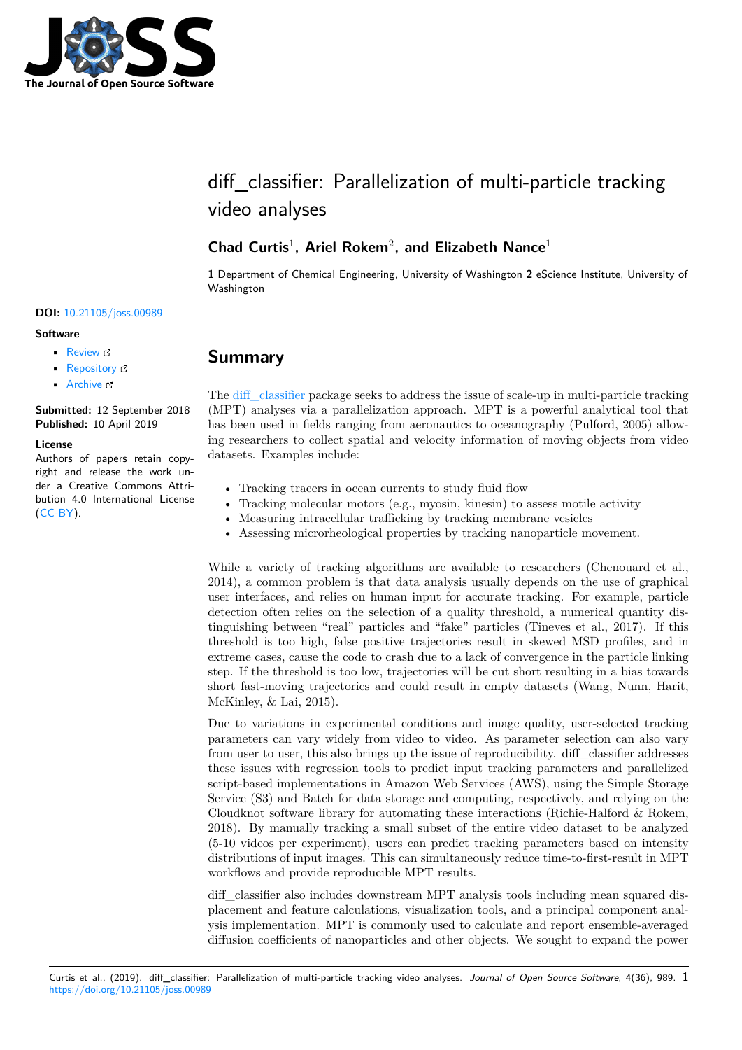# diff_classifier: Parallelization of multi-particle tracking video analyses

**Chad Curtis**[1], **Ariel Rokem**[2], **and Elizabeth Nance**[1]

**1** Department of Chemical Engineering, University of Washington **2** eScience Institute, University of Washington

**DOI:** 10.21105/joss.00989

**Software**

- Review
- Repository
- Archive

**Submitted:** 12 September 2018
**Published:** 10 April 2019

**License**
Authors of papers retain copyright and release the work under a Creative Commons Attribution 4.0 International License (CC-BY).

## Summary

The diff_classifier package seeks to address the issue of scale-up in multi-particle tracking (MPT) analyses via a parallelization approach. MPT is a powerful analytical tool that has been used in fields ranging from aeronautics to oceanography (Pulford, 2005) allowing researchers to collect spatial and velocity information of moving objects from video datasets. Examples include:

- Tracking tracers in ocean currents to study fluid flow
- Tracking molecular motors (e.g., myosin, kinesin) to assess motile activity
- Measuring intracellular trafficking by tracking membrane vesicles
- Assessing microrheological properties by tracking nanoparticle movement.

While a variety of tracking algorithms are available to researchers (Chenouard et al., 2014), a common problem is that data analysis usually depends on the use of graphical user interfaces, and relies on human input for accurate tracking. For example, particle detection often relies on the selection of a quality threshold, a numerical quantity distinguishing between "real" particles and "fake" particles (Tineves et al., 2017). If this threshold is too high, false positive trajectories result in skewed MSD profiles, and in extreme cases, cause the code to crash due to a lack of convergence in the particle linking step. If the threshold is too low, trajectories will be cut short resulting in a bias towards short fast-moving trajectories and could result in empty datasets (Wang, Nunn, Harit, McKinley, & Lai, 2015).

Due to variations in experimental conditions and image quality, user-selected tracking parameters can vary widely from video to video. As parameter selection can also vary from user to user, this also brings up the issue of reproducibility. diff_classifier addresses these issues with regression tools to predict input tracking parameters and parallelized script-based implementations in Amazon Web Services (AWS), using the Simple Storage Service (S3) and Batch for data storage and computing, respectively, and relying on the Cloudknot software library for automating these interactions (Richie-Halford & Rokem, 2018). By manually tracking a small subset of the entire video dataset to be analyzed (5-10 videos per experiment), users can predict tracking parameters based on intensity distributions of input images. This can simultaneously reduce time-to-first-result in MPT workflows and provide reproducible MPT results.

diff_classifier also includes downstream MPT analysis tools including mean squared displacement and feature calculations, visualization tools, and a principal component analysis implementation. MPT is commonly used to calculate and report ensemble-averaged diffusion coefficients of nanoparticles and other objects. We sought to expand the power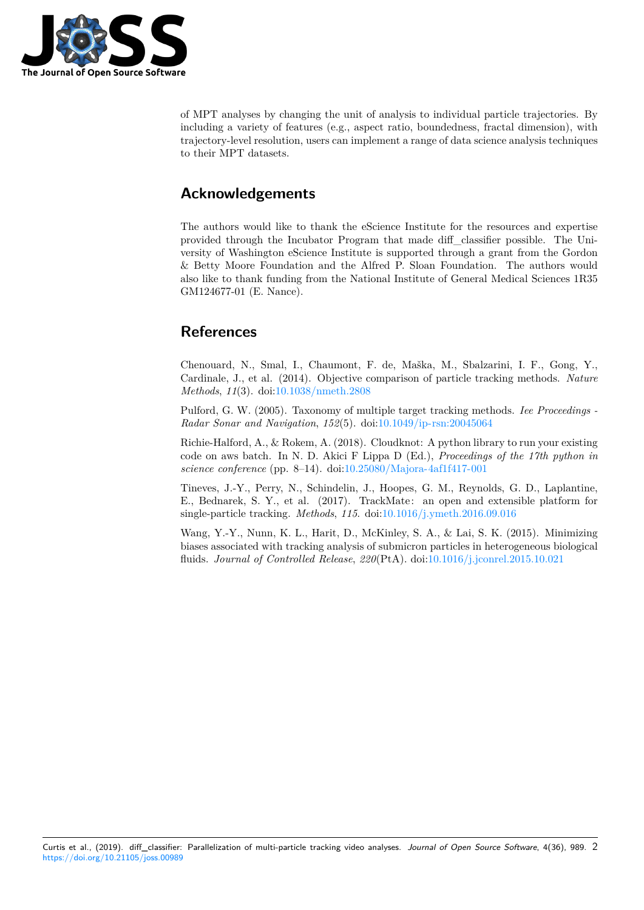of MPT analyses by changing the unit of analysis to individual particle trajectories. By including a variety of features (e.g., aspect ratio, boundedness, fractal dimension), with trajectory-level resolution, users can implement a range of data science analysis techniques to their MPT datasets.

# Acknowledgements

The authors would like to thank the eScience Institute for the resources and expertise provided through the Incubator Program that made diff_classifier possible. The University of Washington eScience Institute is supported through a grant from the Gordon & Betty Moore Foundation and the Alfred P. Sloan Foundation. The authors would also like to thank funding from the National Institute of General Medical Sciences 1R35 GM124677-01 (E. Nance).

# References

Chenouard, N., Smal, I., Chaumont, F. de, Maška, M., Sbalzarini, I. F., Gong, Y., Cardinale, J., et al. (2014). Objective comparison of particle tracking methods. *Nature Methods*, *11*(3). doi:10.1038/nmeth.2808

Pulford, G. W. (2005). Taxonomy of multiple target tracking methods. *Iee Proceedings - Radar Sonar and Navigation*, *152*(5). doi:10.1049/ip-rsn:20045064

Richie-Halford, A., & Rokem, A. (2018). Cloudknot: A python library to run your existing code on aws batch. In N. D. Akici F Lippa D (Ed.), *Proceedings of the 17th python in science conference* (pp. 8–14). doi:10.25080/Majora-4af1f417-001

Tineves, J.-Y., Perry, N., Schindelin, J., Hoopes, G. M., Reynolds, G. D., Laplantine, E., Bednarek, S. Y., et al. (2017). TrackMate: an open and extensible platform for single-particle tracking. *Methods*, *115*. doi:10.1016/j.ymeth.2016.09.016

Wang, Y.-Y., Nunn, K. L., Harit, D., McKinley, S. A., & Lai, S. K. (2015). Minimizing biases associated with tracking analysis of submicron particles in heterogeneous biological fluids. *Journal of Controlled Release*, *220*(PtA). doi:10.1016/j.jconrel.2015.10.021